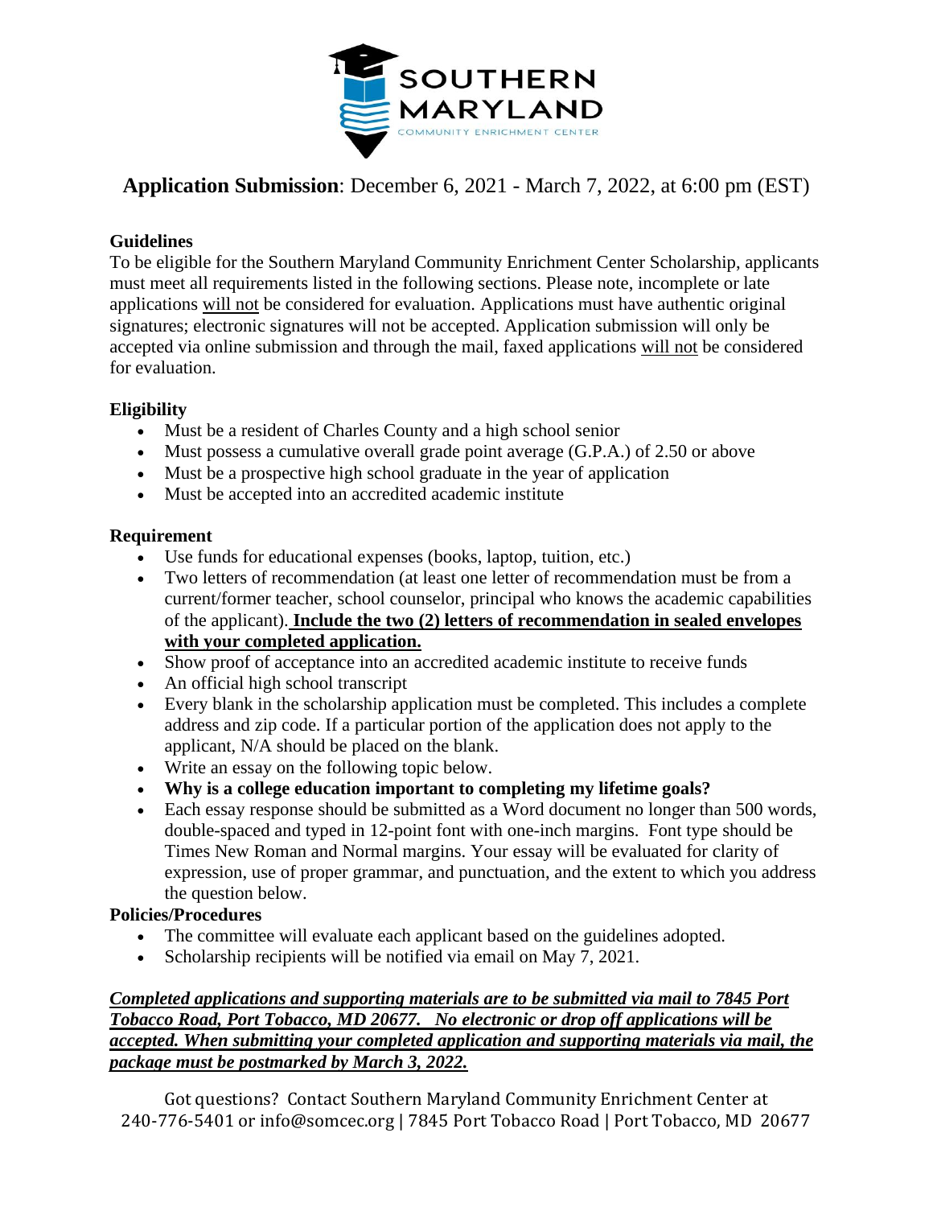SOUTHERN MARYLAND

COMMUNITY ENRICHMENT CENTER

## **Application Submission**: December 6, 2021 - March 7, 2022, at 6:00 pm (EST)

### Guidelines

To be eligible for the Southern Maryland Community Enrichment Center Scholarship, applicants must meet all requirements listed in the following sections. Please note, incomplete or late applications <u>will not</u> be considered for evaluation. Applications must have authentic original signatures; electronic signatures will not be accepted. Application submission will only be accepted via online submission and through the mail, faxed applications <u>will not</u> be considered for evaluation.

### Eligibility

- Must be a resident of Charles County and a high school senior
- Must possess a cumulative overall grade point average (G.P.A.) of 2.50 or above
- Must be a prospective high school graduate in the year of application
- Must be accepted into an accredited academic institute

### Requirement

- Use funds for educational expenses (books, laptop, tuition, etc.)
- Two letters of recommendation (at least one letter of recommendation must be from a current/former teacher, school counselor, principal who knows the academic capabilities of the applicant). <u>**Include the two (2) letters of recommendation in sealed envelopes with your completed application.**</u>
- Show proof of acceptance into an accredited academic institute to receive funds
- An official high school transcript
- Every blank in the scholarship application must be completed. This includes a complete address and zip code. If a particular portion of the application does not apply to the applicant, N/A should be placed on the blank.
- Write an essay on the following topic below.
- **Why is a college education important to completing my lifetime goals?**
- Each essay response should be submitted as a Word document no longer than 500 words, double-spaced and typed in 12-point font with one-inch margins. Font type should be Times New Roman and Normal margins. Your essay will be evaluated for clarity of expression, use of proper grammar, and punctuation, and the extent to which you address the question below.

### Policies/Procedures

- The committee will evaluate each applicant based on the guidelines adopted.
- Scholarship recipients will be notified via email on May 7, 2021.

<u>***Completed applications and supporting materials are to be submitted via mail to 7845 Port Tobacco Road, Port Tobacco, MD 20677. No electronic or drop off applications will be accepted. When submitting your completed application and supporting materials via mail, the package must be postmarked by March 3, 2022.***</u>

Got questions? Contact Southern Maryland Community Enrichment Center at 240-776-5401 or info@somcec.org | 7845 Port Tobacco Road | Port Tobacco, MD 20677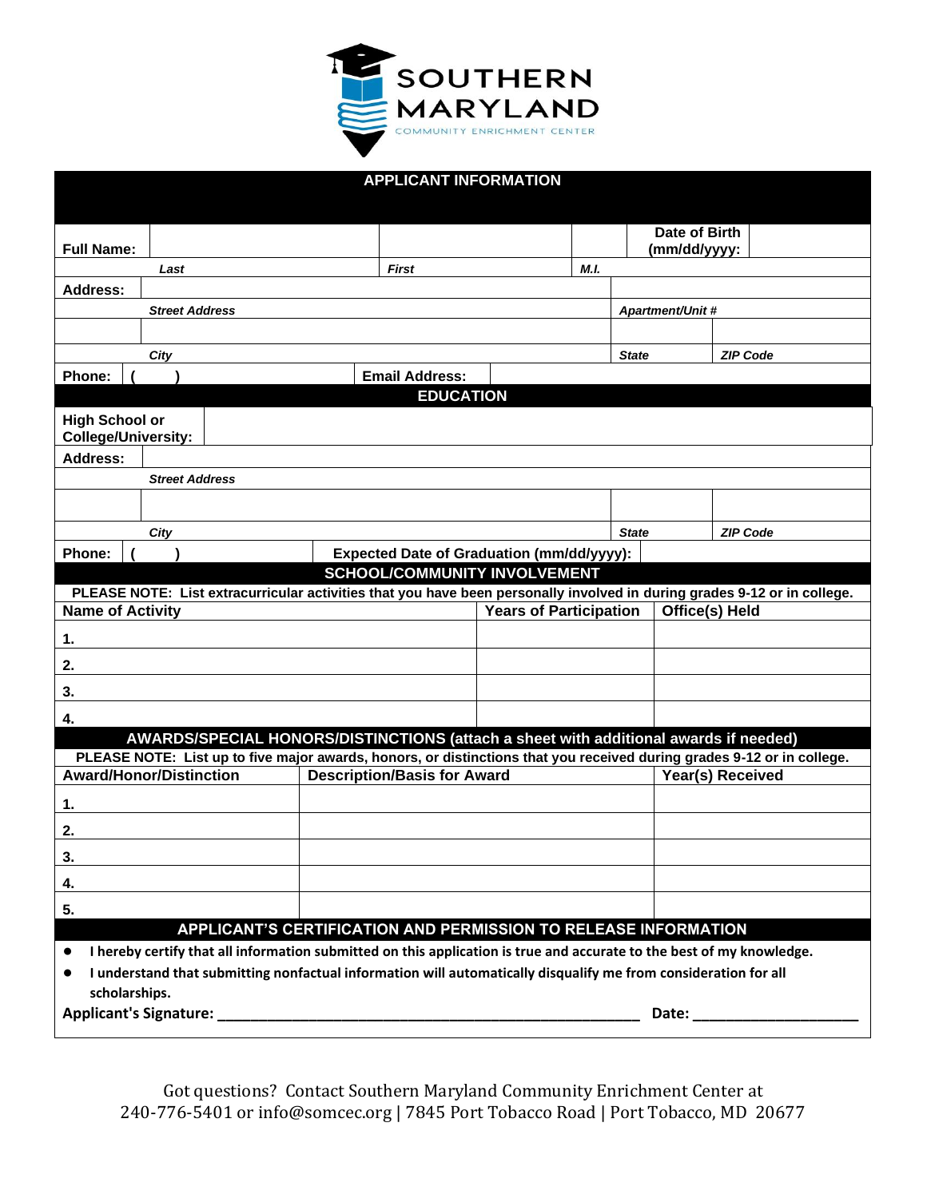SOUTHERN MARYLAND
COMMUNITY ENRICHMENT CENTER

## APPLICANT INFORMATION

| | | | | | |
|---|---|---|---|---|---|
| **Full Name:** | | | | **Date of Birth (mm/dd/yyyy:** | |
| | *Last* | *First* | *M.I.* | | |
| **Address:** | | | | | |
| | *Street Address* | | | *Apartment/Unit #* | |
| | | | | | |
| | *City* | | | *State* | *ZIP Code* |
| **Phone:** | (     ) | **Email Address:** | | | |

## EDUCATION

| | | | |
|---|---|---|---|
| **High School or College/University:** | | | |
| **Address:** | | | |
| | *Street Address* | | |
| | | | |
| | *City* | *State* | *ZIP Code* |
| **Phone:** | (     ) | **Expected Date of Graduation (mm/dd/yyyy):** | |

## SCHOOL/COMMUNITY INVOLVEMENT

**PLEASE NOTE: List extracurricular activities that you have been personally involved in during grades 9-12 or in college.**

| Name of Activity | Years of Participation | Office(s) Held |
|---|---|---|
| 1. | | |
| 2. | | |
| 3. | | |
| 4. | | |

## AWARDS/SPECIAL HONORS/DISTINCTIONS (attach a sheet with additional awards if needed)

**PLEASE NOTE: List up to five major awards, honors, or distinctions that you received during grades 9-12 or in college.**

| Award/Honor/Distinction | Description/Basis for Award | Year(s) Received |
|---|---|---|
| 1. | | |
| 2. | | |
| 3. | | |
| 4. | | |
| 5. | | |

## APPLICANT'S CERTIFICATION AND PERMISSION TO RELEASE INFORMATION

- **I hereby certify that all information submitted on this application is true and accurate to the best of my knowledge.**
- **I understand that submitting nonfactual information will automatically disqualify me from consideration for all scholarships.**

**Applicant's Signature:** ______________________________________________ **Date:** ____________________

Got questions? Contact Southern Maryland Community Enrichment Center at 240-776-5401 or info@somcec.org | 7845 Port Tobacco Road | Port Tobacco, MD 20677